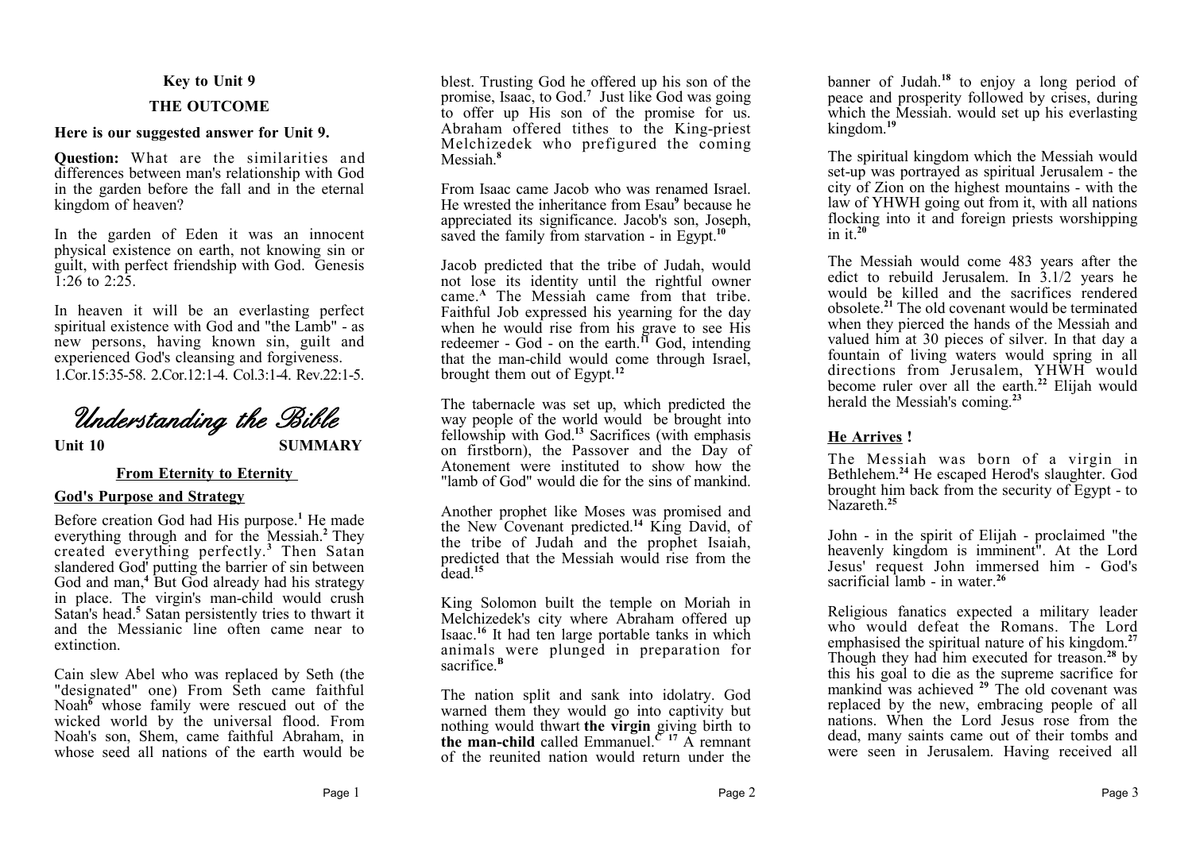**Key to Unit 9**

**THE OUTCOME**

**Here is our suggested answer for Unit 9.**

**Question:** What are the similarities and differences between man's relationship with God in the garden before the fall and in the eternal kingdom of heaven?

In the garden of Eden it was an innocent physical existence on earth, not knowing sin or guilt, with perfect friendship with God. Genesis 1:26 to 2:25.

In heaven it will be an everlasting perfect spiritual existence with God and "the Lamb" - as new persons, having known sin, guilt and experienced God's cleansing and forgiveness. 1.Cor.15:35-58. 2.Cor.12:1-4. Col.3:1-4. Rev.22:1-5.

# *Understanding the Bible*

**Unit 10** **SUMMARY**

## From Eternity to Eternity

### God's Purpose and Strategy

Before creation God had His purpose.[1] He made everything through and for the Messiah.[2] They created everything perfectly.[3] Then Satan slandered God' putting the barrier of sin between God and man,[4] But God already had his strategy in place. The virgin's man-child would crush Satan's head.[5] Satan persistently tries to thwart it and the Messianic line often came near to extinction.

Cain slew Abel who was replaced by Seth (the "designated" one) From Seth came faithful Noah[6] whose family were rescued out of the wicked world by the universal flood. From Noah's son, Shem, came faithful Abraham, in whose seed all nations of the earth would be blest. Trusting God he offered up his son of the promise, Isaac, to God.[7] Just like God was going to offer up His son of the promise for us. Abraham offered tithes to the King-priest Melchizedek who prefigured the coming Messiah.[8]

From Isaac came Jacob who was renamed Israel. He wrested the inheritance from Esau[9] because he appreciated its significance. Jacob's son, Joseph, saved the family from starvation - in Egypt.[10]

Jacob predicted that the tribe of Judah, would not lose its identity until the rightful owner came.[A] The Messiah came from that tribe. Faithful Job expressed his yearning for the day when he would rise from his grave to see His redeemer - God - on the earth.[11] God, intending that the man-child would come through Israel, brought them out of Egypt.[12]

The tabernacle was set up, which predicted the way people of the world would be brought into fellowship with God.[13] Sacrifices (with emphasis on firstborn), the Passover and the Day of Atonement were instituted to show how the "lamb of God" would die for the sins of mankind.

Another prophet like Moses was promised and the New Covenant predicted.[14] King David, of the tribe of Judah and the prophet Isaiah, predicted that the Messiah would rise from the dead.[15]

King Solomon built the temple on Moriah in Melchizedek's city where Abraham offered up Isaac.[16] It had ten large portable tanks in which animals were plunged in preparation for sacrifice.[B]

The nation split and sank into idolatry. God warned them they would go into captivity but nothing would thwart **the virgin** giving birth to **the man-child** called Emmanuel.[C 17] A remnant of the reunited nation would return under the banner of Judah.[18] to enjoy a long period of peace and prosperity followed by crises, during which the Messiah. would set up his everlasting kingdom.[19]

The spiritual kingdom which the Messiah would set-up was portrayed as spiritual Jerusalem - the city of Zion on the highest mountains - with the law of YHWH going out from it, with all nations flocking into it and foreign priests worshipping in it.[20]

The Messiah would come 483 years after the edict to rebuild Jerusalem. In 3.1/2 years he would be killed and the sacrifices rendered obsolete.[21] The old covenant would be terminated when they pierced the hands of the Messiah and valued him at 30 pieces of silver. In that day a fountain of living waters would spring in all directions from Jerusalem, YHWH would become ruler over all the earth.[22] Elijah would herald the Messiah's coming.[23]

### He Arrives !

The Messiah was born of a virgin in Bethlehem.[24] He escaped Herod's slaughter. God brought him back from the security of Egypt - to Nazareth.[25]

John - in the spirit of Elijah - proclaimed "the heavenly kingdom is imminent". At the Lord Jesus' request John immersed him - God's sacrificial lamb - in water.[26]

Religious fanatics expected a military leader who would defeat the Romans. The Lord emphasised the spiritual nature of his kingdom.[27] Though they had him executed for treason.[28] by this his goal to die as the supreme sacrifice for mankind was achieved [29] The old covenant was replaced by the new, embracing people of all nations. When the Lord Jesus rose from the dead, many saints came out of their tombs and were seen in Jerusalem. Having received all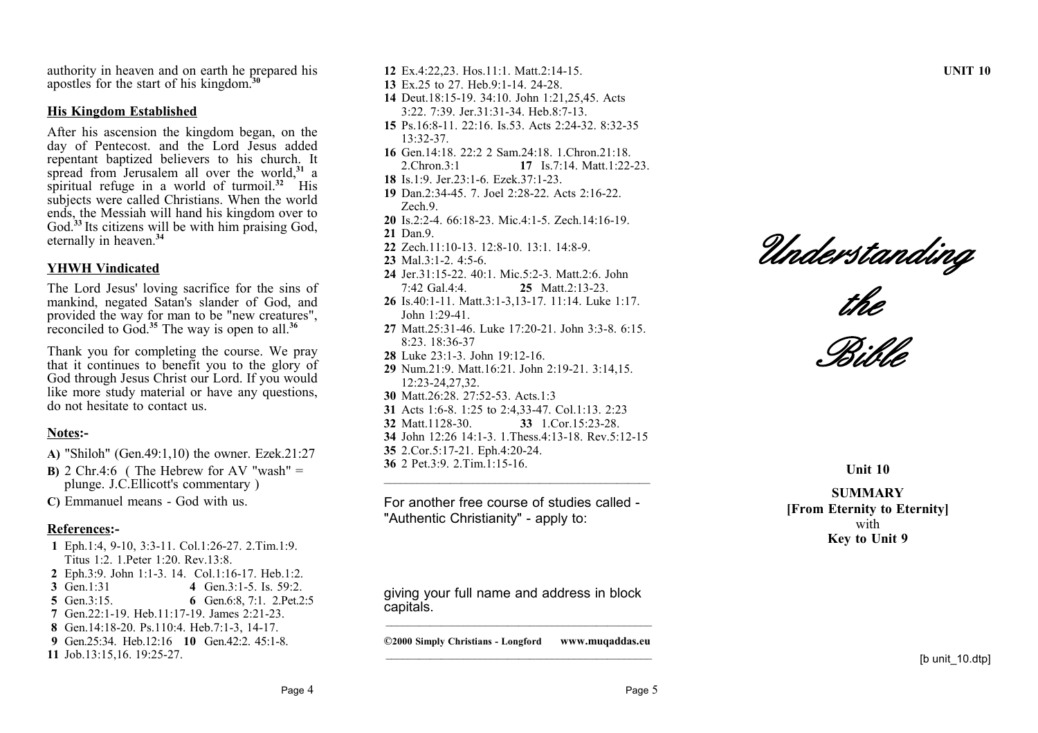authority in heaven and on earth he prepared his apostles for the start of his kingdom.[30]

## His Kingdom Established

After his ascension the kingdom began, on the day of Pentecost. and the Lord Jesus added repentant baptized believers to his church. It spread from Jerusalem all over the world,[31] a spiritual refuge in a world of turmoil.[32] His subjects were called Christians. When the world ends, the Messiah will hand his kingdom over to God.[33] Its citizens will be with him praising God, eternally in heaven.[34]

## YHWH Vindicated

The Lord Jesus' loving sacrifice for the sins of mankind, negated Satan's slander of God, and provided the way for man to be "new creatures", reconciled to God.[35] The way is open to all.[36]

Thank you for completing the course. We pray that it continues to benefit you to the glory of God through Jesus Christ our Lord. If you would like more study material or have any questions, do not hesitate to contact us.

## Notes:-

**A)** "Shiloh" (Gen.49:1,10) the owner. Ezek.21:27
**B)** 2 Chr.4:6 ( The Hebrew for AV "wash" = plunge. J.C.Ellicott's commentary )
**C)** Emmanuel means - God with us.

## References:-

**1** Eph.1:4, 9-10, 3:3-11. Col.1:26-27. 2.Tim.1:9. Titus 1:2. 1.Peter 1:20. Rev.13:8.
**2** Eph.3:9. John 1:1-3. 14. Col.1:16-17. Heb.1:2.
**3** Gen.1:31 **4** Gen.3:1-5. Is. 59:2.
**5** Gen.3:15. **6** Gen.6:8, 7:1. 2.Pet.2:5
**7** Gen.22:1-19. Heb.11:17-19. James 2:21-23.
**8** Gen.14:18-20. Ps.110:4. Heb.7:1-3, 14-17.
**9** Gen.25:34. Heb.12:16 **10** Gen.42:2. 45:1-8.
**11** Job.13:15,16. 19:25-27.
**12** Ex.4:22,23. Hos.11:1. Matt.2:14-15.
**13** Ex.25 to 27. Heb.9:1-14. 24-28.
**14** Deut.18:15-19. 34:10. John 1:21,25,45. Acts 3:22. 7:39. Jer.31:31-34. Heb.8:7-13.
**15** Ps.16:8-11. 22:16. Is.53. Acts 2:24-32. 8:32-35 13:32-37.
**16** Gen.14:18. 22:2 2 Sam.24:18. 1.Chron.21:18. 2.Chron.3:1 **17** Is.7:14. Matt.1:22-23.
**18** Is.1:9. Jer.23:1-6. Ezek.37:1-23.
**19** Dan.2:34-45. 7. Joel 2:28-22. Acts 2:16-22. Zech.9.
**20** Is.2:2-4. 66:18-23. Mic.4:1-5. Zech.14:16-19.
**21** Dan.9.
**22** Zech.11:10-13. 12:8-10. 13:1. 14:8-9.
**23** Mal.3:1-2. 4:5-6.
**24** Jer.31:15-22. 40:1. Mic.5:2-3. Matt.2:6. John 7:42 Gal.4:4. **25** Matt.2:13-23.
**26** Is.40:1-11. Matt.3:1-3,13-17. 11:14. Luke 1:17. John 1:29-41.
**27** Matt.25:31-46. Luke 17:20-21. John 3:3-8. 6:15. 8:23. 18:36-37
**28** Luke 23:1-3. John 19:12-16.
**29** Num.21:9. Matt.16:21. John 2:19-21. 3:14,15. 12:23-24,27,32.
**30** Matt.26:28. 27:52-53. Acts.1:3
**31** Acts 1:6-8. 1:25 to 2:4,33-47. Col.1:13. 2:23
**32** Matt.1128-30. **33** 1.Cor.15:23-28.
**34** John 12:26 14:1-3. 1.Thess.4:13-18. Rev.5:12-15
**35** 2.Cor.5:17-21. Eph.4:20-24.
**36** 2 Pet.3:9. 2.Tim.1:15-16.

---

For another free course of studies called - "Authentic Christianity" - apply to:

giving your full name and address in block capitals.

---

**©2000 Simply Christians - Longford www.muqaddas.eu**

---

UNIT 10

# *Understanding the Bible*

**Unit 10**

**SUMMARY**
**[From Eternity to Eternity]**
with
**Key to Unit 9**

[b unit_10.dtp]